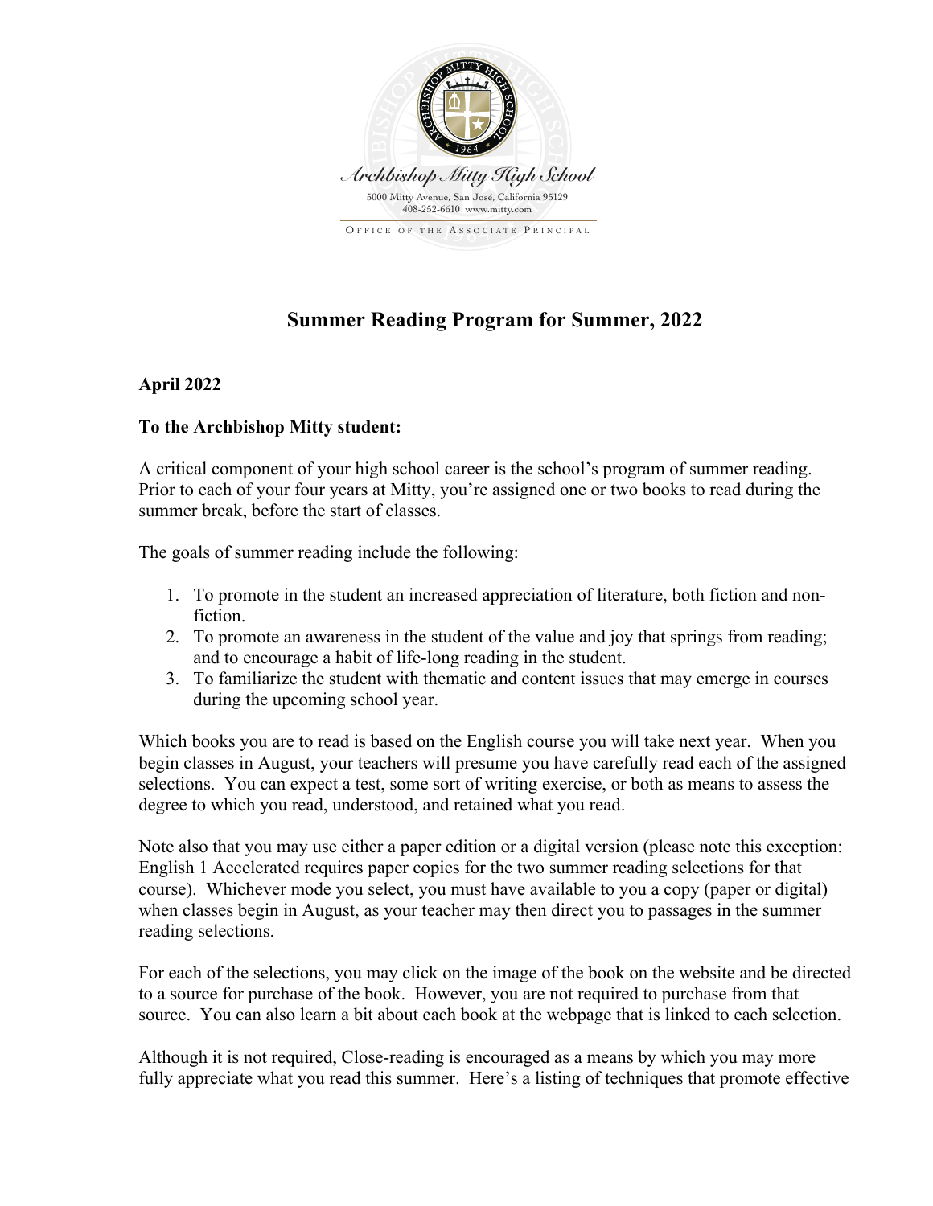Archbishop Mitty High School

5000 Mitty Avenue, San José, California 95129
408-252-6610 www.mitty.com

OFFICE OF THE ASSOCIATE PRINCIPAL

# Summer Reading Program for Summer, 2022

**April 2022**

**To the Archbishop Mitty student:**

A critical component of your high school career is the school's program of summer reading. Prior to each of your four years at Mitty, you're assigned one or two books to read during the summer break, before the start of classes.

The goals of summer reading include the following:

1. To promote in the student an increased appreciation of literature, both fiction and non-fiction.
2. To promote an awareness in the student of the value and joy that springs from reading; and to encourage a habit of life-long reading in the student.
3. To familiarize the student with thematic and content issues that may emerge in courses during the upcoming school year.

Which books you are to read is based on the English course you will take next year. When you begin classes in August, your teachers will presume you have carefully read each of the assigned selections. You can expect a test, some sort of writing exercise, or both as means to assess the degree to which you read, understood, and retained what you read.

Note also that you may use either a paper edition or a digital version (please note this exception: English 1 Accelerated requires paper copies for the two summer reading selections for that course). Whichever mode you select, you must have available to you a copy (paper or digital) when classes begin in August, as your teacher may then direct you to passages in the summer reading selections.

For each of the selections, you may click on the image of the book on the website and be directed to a source for purchase of the book. However, you are not required to purchase from that source. You can also learn a bit about each book at the webpage that is linked to each selection.

Although it is not required, Close-reading is encouraged as a means by which you may more fully appreciate what you read this summer. Here's a listing of techniques that promote effective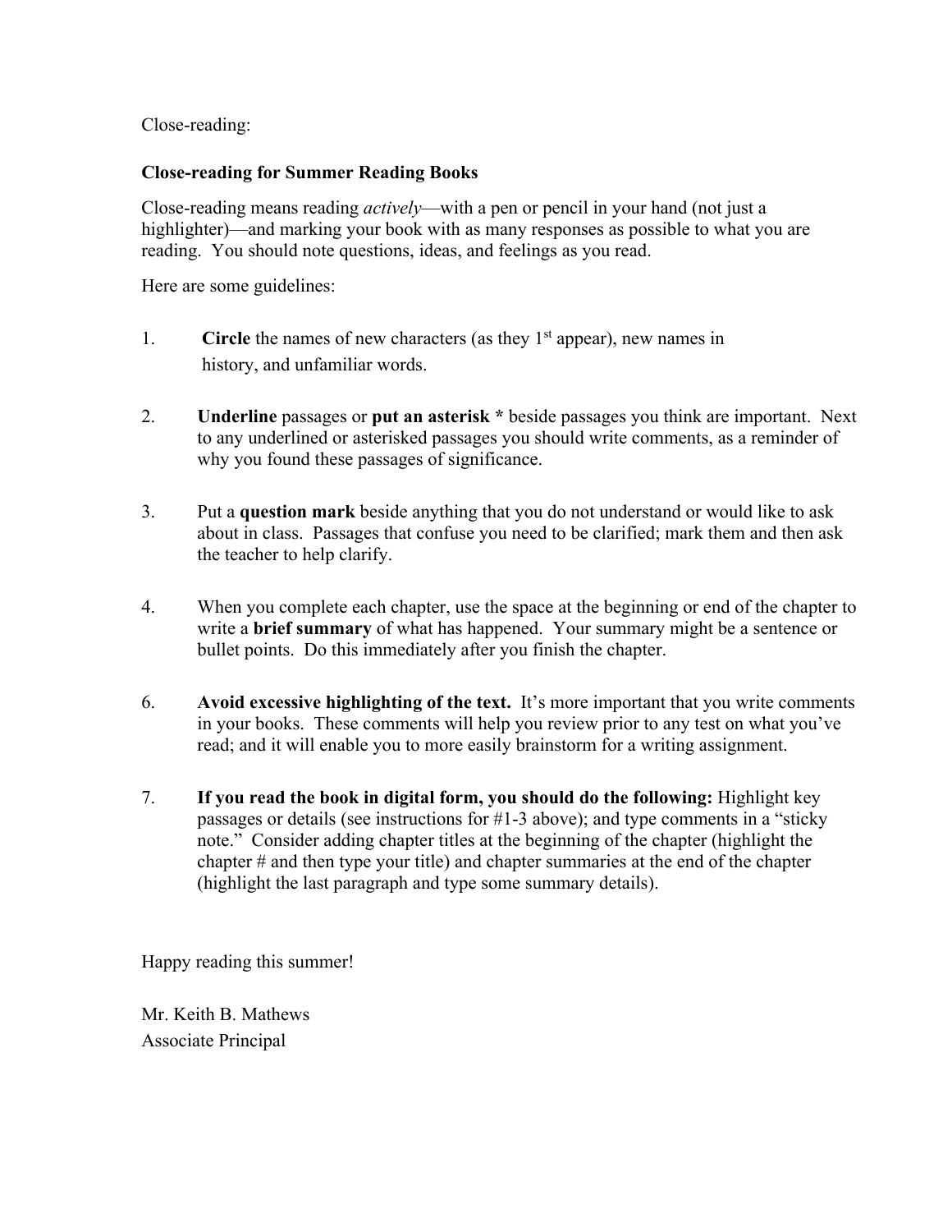Close-reading:

**Close-reading for Summer Reading Books**

Close-reading means reading *actively*—with a pen or pencil in your hand (not just a highlighter)—and marking your book with as many responses as possible to what you are reading. You should note questions, ideas, and feelings as you read.

Here are some guidelines:

1. **Circle** the names of new characters (as they 1st appear), new names in history, and unfamiliar words.

2. **Underline** passages or **put an asterisk *** beside passages you think are important. Next to any underlined or asterisked passages you should write comments, as a reminder of why you found these passages of significance.

3. Put a **question mark** beside anything that you do not understand or would like to ask about in class. Passages that confuse you need to be clarified; mark them and then ask the teacher to help clarify.

4. When you complete each chapter, use the space at the beginning or end of the chapter to write a **brief summary** of what has happened. Your summary might be a sentence or bullet points. Do this immediately after you finish the chapter.

6. **Avoid excessive highlighting of the text.** It's more important that you write comments in your books. These comments will help you review prior to any test on what you've read; and it will enable you to more easily brainstorm for a writing assignment.

7. **If you read the book in digital form, you should do the following:** Highlight key passages or details (see instructions for #1-3 above); and type comments in a "sticky note." Consider adding chapter titles at the beginning of the chapter (highlight the chapter # and then type your title) and chapter summaries at the end of the chapter (highlight the last paragraph and type some summary details).

Happy reading this summer!

Mr. Keith B. Mathews
Associate Principal